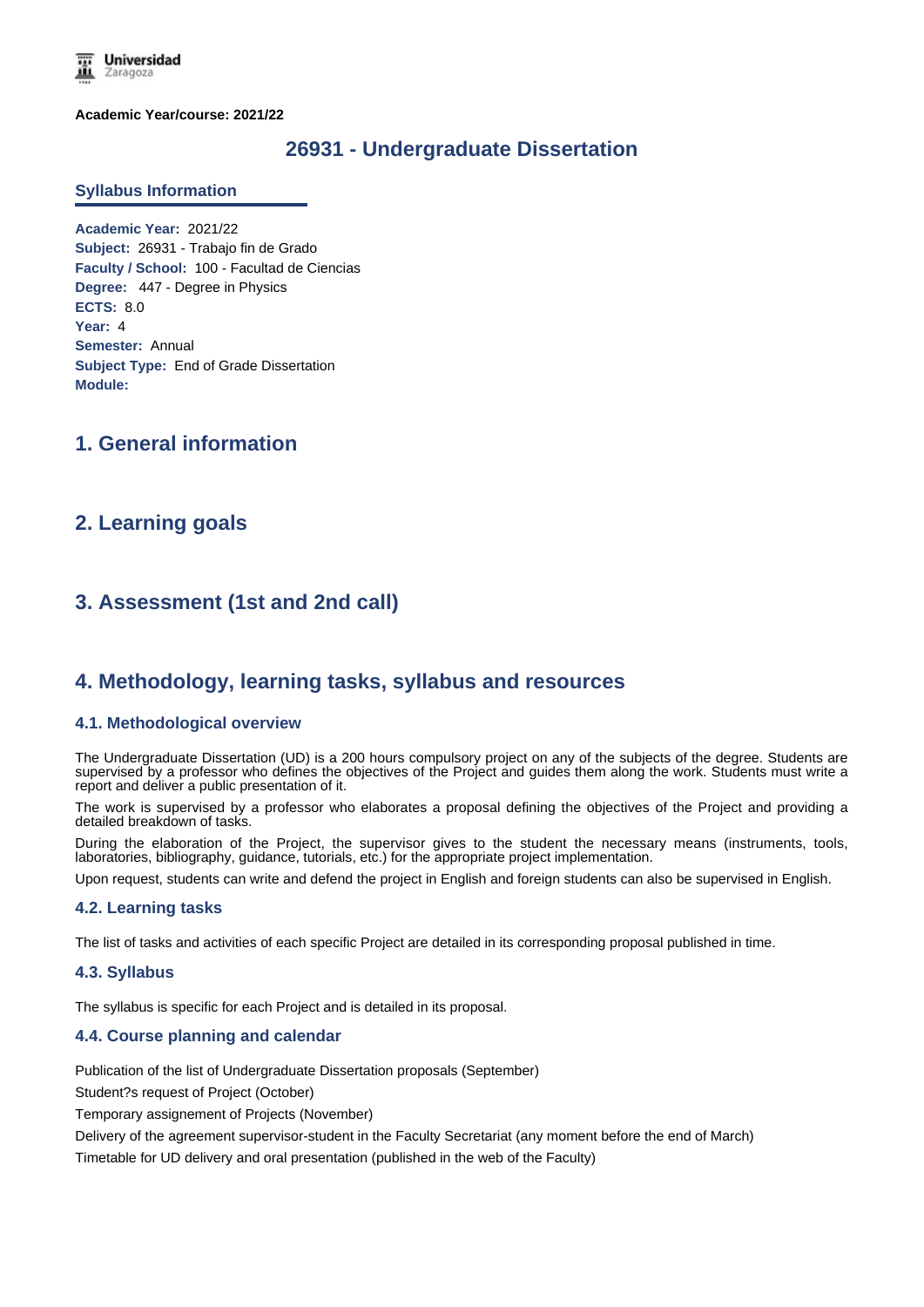**Academic Year/course: 2021/22**

# 26931 - Undergraduate Dissertation

## Syllabus Information

**Academic Year:** 2021/22
**Subject:** 26931 - Trabajo fin de Grado
**Faculty / School:** 100 - Facultad de Ciencias
**Degree:** 447 - Degree in Physics
**ECTS:** 8.0
**Year:** 4
**Semester:** Annual
**Subject Type:** End of Grade Dissertation
**Module:**

## 1. General information

## 2. Learning goals

## 3. Assessment (1st and 2nd call)

## 4. Methodology, learning tasks, syllabus and resources

### 4.1. Methodological overview

The Undergraduate Dissertation (UD) is a 200 hours compulsory project on any of the subjects of the degree. Students are supervised by a professor who defines the objectives of the Project and guides them along the work. Students must write a report and deliver a public presentation of it.

The work is supervised by a professor who elaborates a proposal defining the objectives of the Project and providing a detailed breakdown of tasks.

During the elaboration of the Project, the supervisor gives to the student the necessary means (instruments, tools, laboratories, bibliography, guidance, tutorials, etc.) for the appropriate project implementation.

Upon request, students can write and defend the project in English and foreign students can also be supervised in English.

### 4.2. Learning tasks

The list of tasks and activities of each specific Project are detailed in its corresponding proposal published in time.

### 4.3. Syllabus

The syllabus is specific for each Project and is detailed in its proposal.

### 4.4. Course planning and calendar

Publication of the list of Undergraduate Dissertation proposals (September)

Student?s request of Project (October)

Temporary assignement of Projects (November)

Delivery of the agreement supervisor-student in the Faculty Secretariat (any moment before the end of March)

Timetable for UD delivery and oral presentation (published in the web of the Faculty)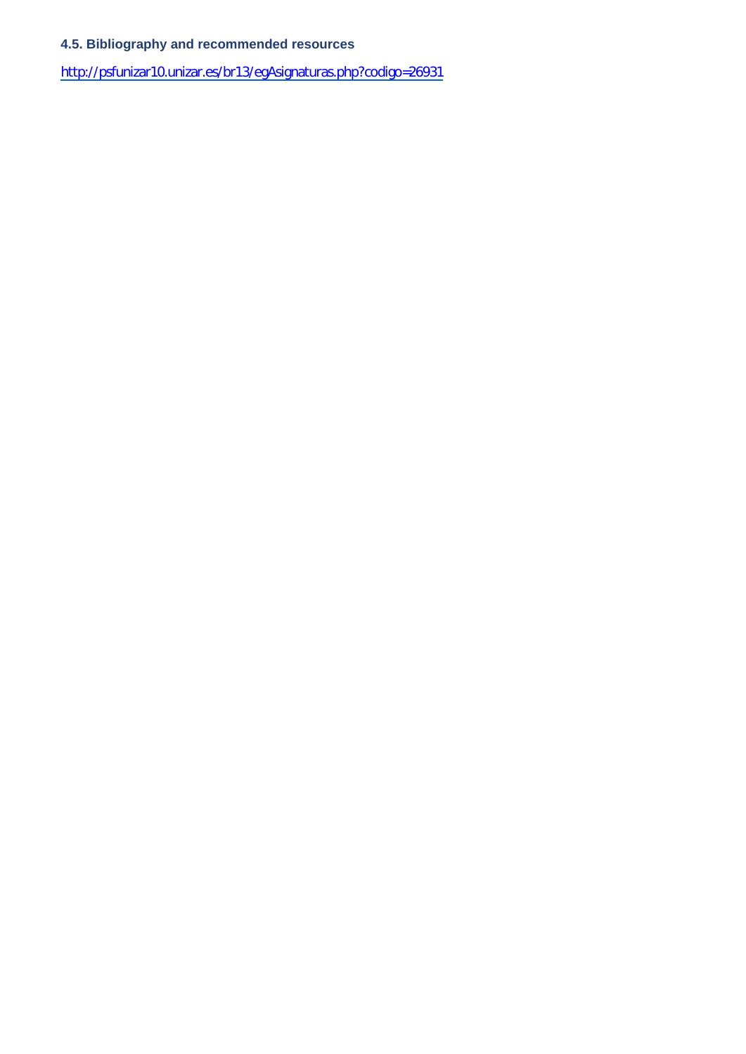### 4.5. Bibliography and recommended resources

http://psfunizar10.unizar.es/br13/egAsignaturas.php?codigo=26931